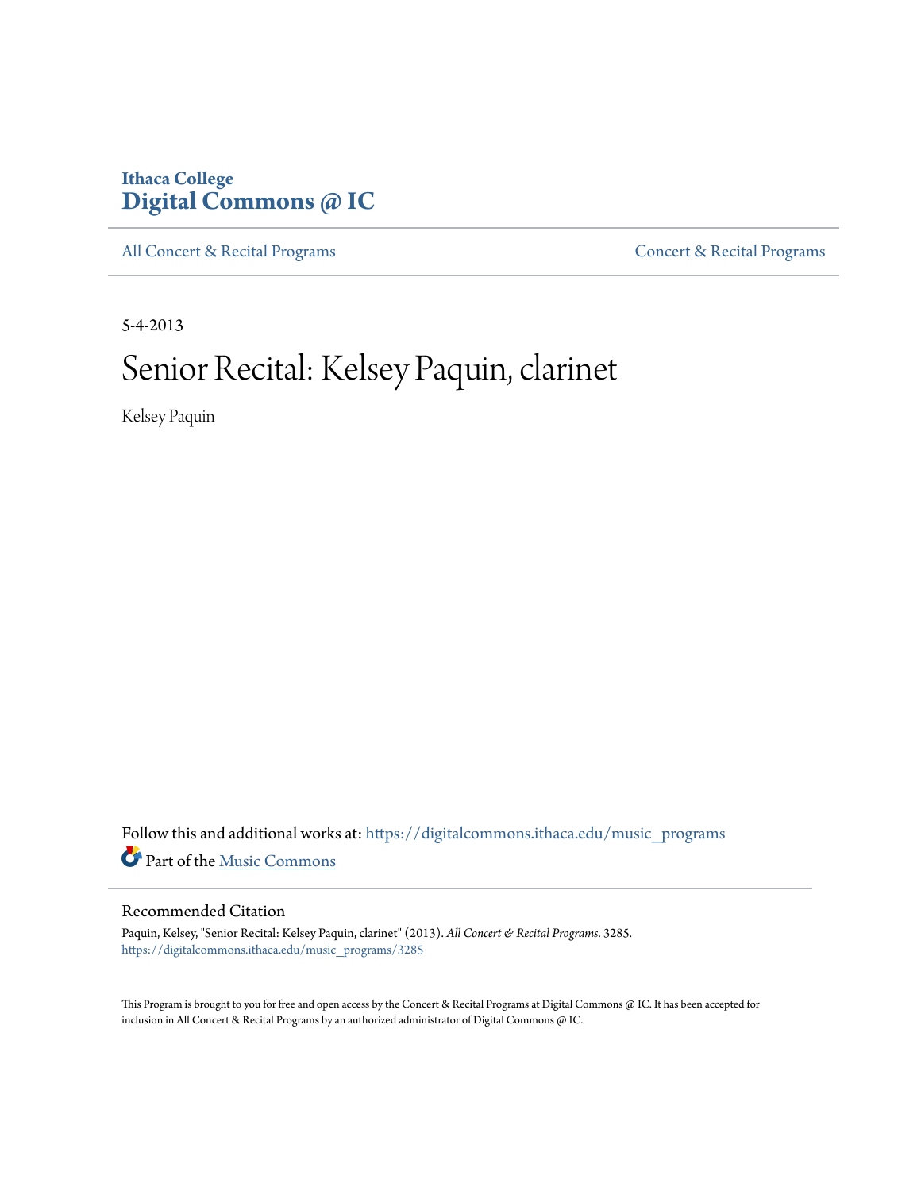Ithaca College
**Digital Commons @ IC**

All Concert & Recital Programs | Concert & Recital Programs

5-4-2013

# Senior Recital: Kelsey Paquin, clarinet

Kelsey Paquin

Follow this and additional works at: https://digitalcommons.ithaca.edu/music_programs

Part of the Music Commons

## Recommended Citation

Paquin, Kelsey, "Senior Recital: Kelsey Paquin, clarinet" (2013). *All Concert & Recital Programs*. 3285.
https://digitalcommons.ithaca.edu/music_programs/3285

This Program is brought to you for free and open access by the Concert & Recital Programs at Digital Commons @ IC. It has been accepted for inclusion in All Concert & Recital Programs by an authorized administrator of Digital Commons @ IC.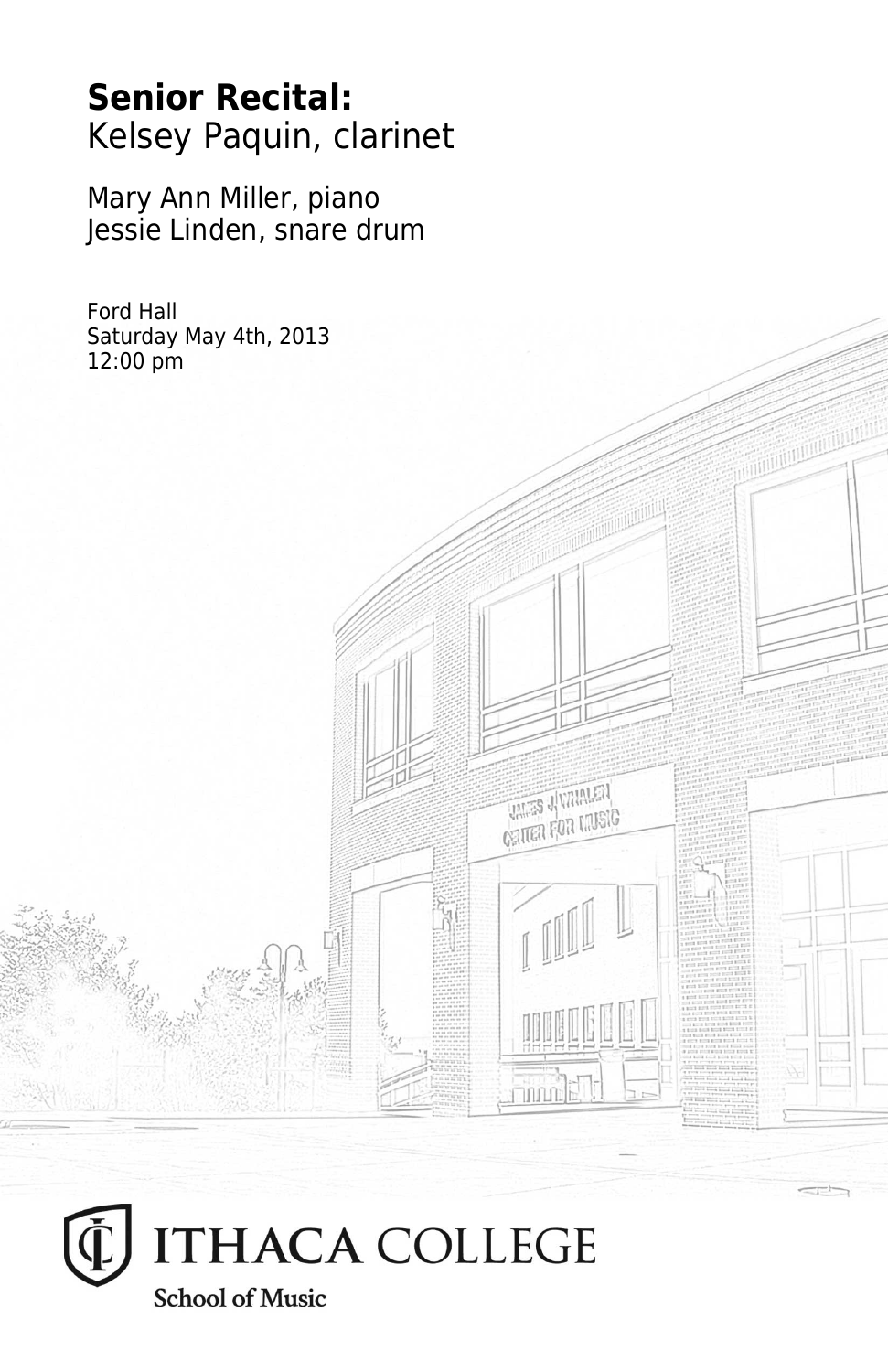**Senior Recital:**
Kelsey Paquin, clarinet

Mary Ann Miller, piano
Jessie Linden, snare drum

Ford Hall
Saturday May 4th, 2013
12:00 pm

ITHACA COLLEGE
School of Music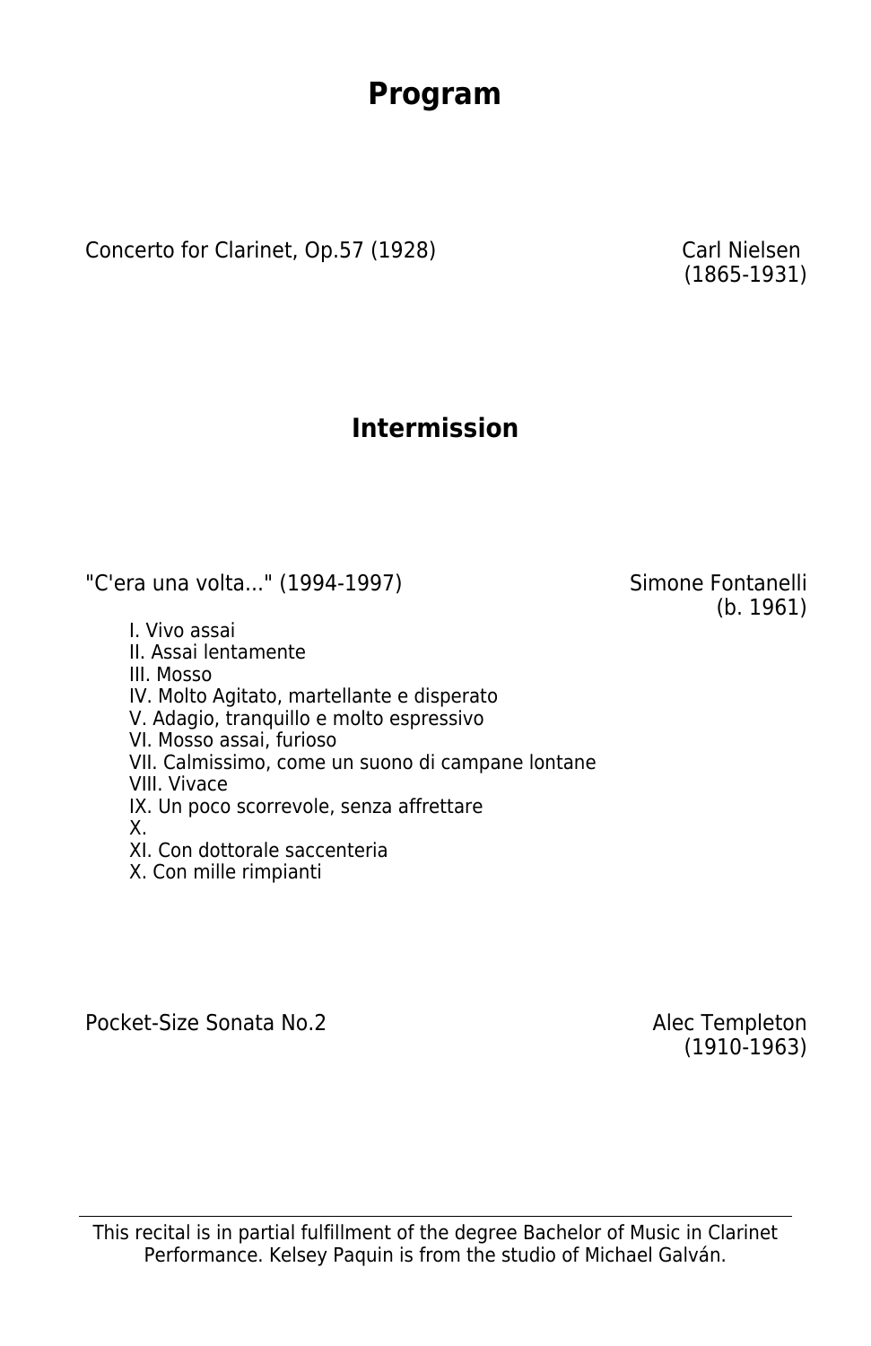# Program

Concerto for Clarinet, Op.57 (1928) — Carl Nielsen (1865-1931)

## Intermission

"C'era una volta..." (1994-1997) — Simone Fontanelli (b. 1961)

I. Vivo assai
II. Assai lentamente
III. Mosso
IV. Molto Agitato, martellante e disperato
V. Adagio, tranquillo e molto espressivo
VI. Mosso assai, furioso
VII. Calmissimo, come un suono di campane lontane
VIII. Vivace
IX. Un poco scorrevole, senza affrettare
X.
XI. Con dottorale saccenteria
X. Con mille rimpianti

Pocket-Size Sonata No.2 — Alec Templeton (1910-1963)

---

This recital is in partial fulfillment of the degree Bachelor of Music in Clarinet Performance. Kelsey Paquin is from the studio of Michael Galván.